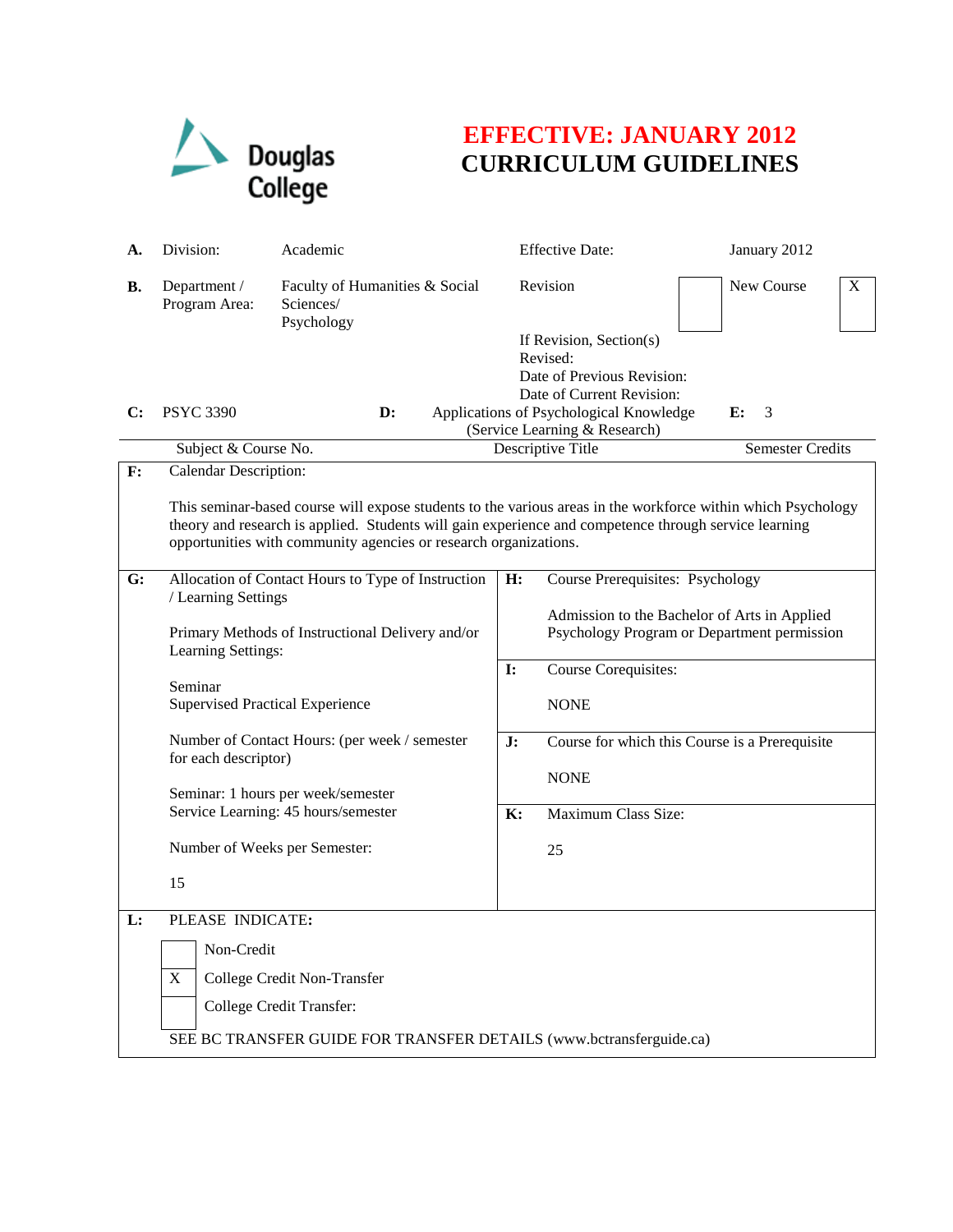Douglas College

# EFFECTIVE: JANUARY 2012
# CURRICULUM GUIDELINES

| | | | | |
|---|---|---|---|---|
| **A.** | Division: | Academic | Effective Date: | January 2012 |
| **B.** | Department / Program Area: | Faculty of Humanities & Social Sciences/ Psychology | Revision [ ] | New Course [X] |
| | | | If Revision, Section(s) Revised: | |
| | | | Date of Previous Revision: | |
| | | | Date of Current Revision: | |

| **C:** PSYC 3390 | **D:** Applications of Psychological Knowledge (Service Learning & Research) | **E:** 3 |
|---|---|---|
| Subject & Course No. | Descriptive Title | Semester Credits |

**F:** Calendar Description:

This seminar-based course will expose students to the various areas in the workforce within which Psychology theory and research is applied. Students will gain experience and competence through service learning opportunities with community agencies or research organizations.

**G:** Allocation of Contact Hours to Type of Instruction / Learning Settings

Primary Methods of Instructional Delivery and/or Learning Settings:

Seminar
Supervised Practical Experience

Number of Contact Hours: (per week / semester for each descriptor)

Seminar: 1 hours per week/semester
Service Learning: 45 hours/semester

Number of Weeks per Semester:

15

**H:** Course Prerequisites: Psychology

Admission to the Bachelor of Arts in Applied Psychology Program or Department permission

**I:** Course Corequisites:

NONE

**J:** Course for which this Course is a Prerequisite

NONE

**K:** Maximum Class Size:

25

**L:** PLEASE INDICATE:

- [ ] Non-Credit
- [X] College Credit Non-Transfer
- [ ] College Credit Transfer:

SEE BC TRANSFER GUIDE FOR TRANSFER DETAILS (www.bctransferguide.ca)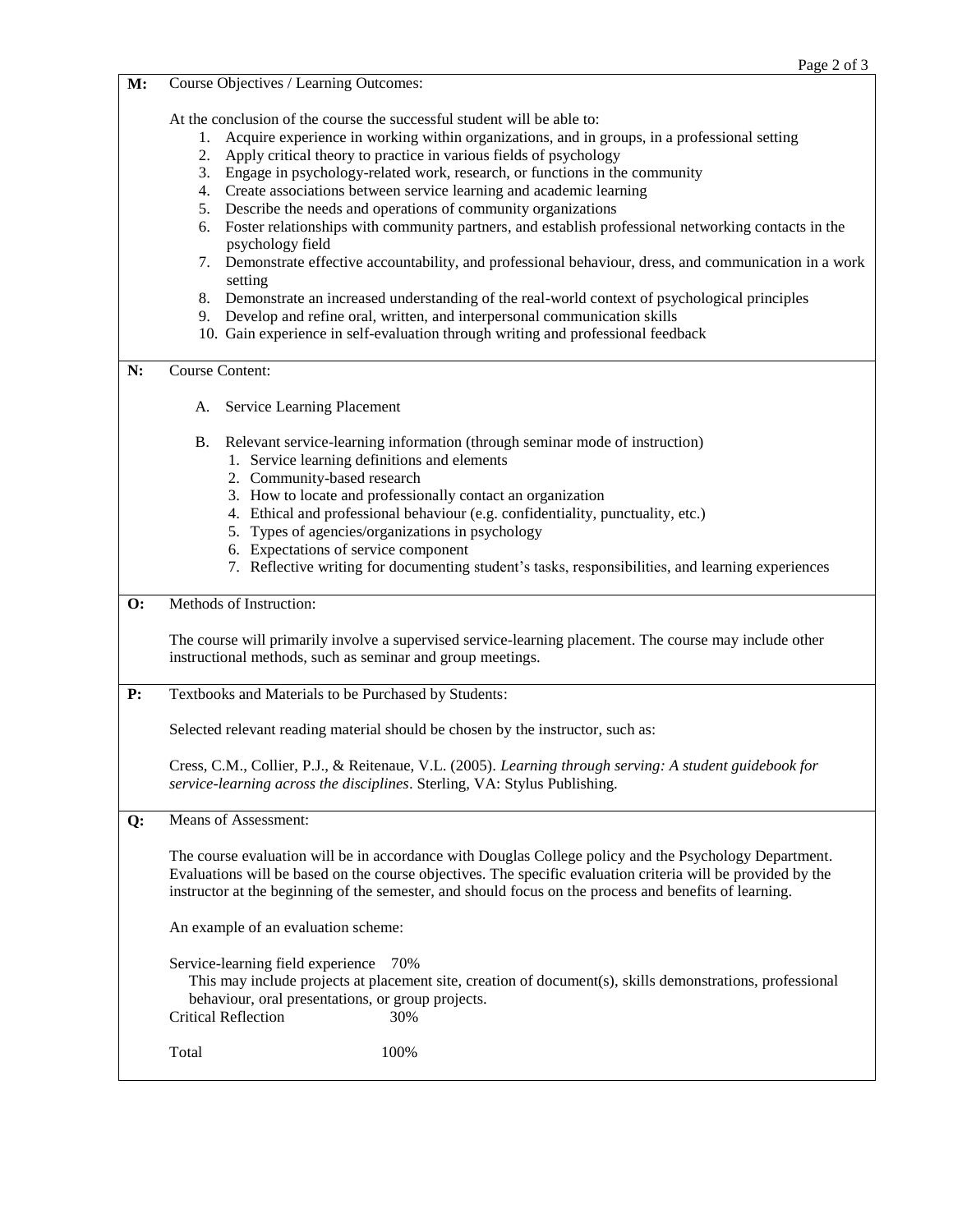**M:** Course Objectives / Learning Outcomes:

At the conclusion of the course the successful student will be able to:

1. Acquire experience in working within organizations, and in groups, in a professional setting
2. Apply critical theory to practice in various fields of psychology
3. Engage in psychology-related work, research, or functions in the community
4. Create associations between service learning and academic learning
5. Describe the needs and operations of community organizations
6. Foster relationships with community partners, and establish professional networking contacts in the psychology field
7. Demonstrate effective accountability, and professional behaviour, dress, and communication in a work setting
8. Demonstrate an increased understanding of the real-world context of psychological principles
9. Develop and refine oral, written, and interpersonal communication skills
10. Gain experience in self-evaluation through writing and professional feedback

**N:** Course Content:

A. Service Learning Placement

B. Relevant service-learning information (through seminar mode of instruction)
   1. Service learning definitions and elements
   2. Community-based research
   3. How to locate and professionally contact an organization
   4. Ethical and professional behaviour (e.g. confidentiality, punctuality, etc.)
   5. Types of agencies/organizations in psychology
   6. Expectations of service component
   7. Reflective writing for documenting student's tasks, responsibilities, and learning experiences

**O:** Methods of Instruction:

The course will primarily involve a supervised service-learning placement. The course may include other instructional methods, such as seminar and group meetings.

**P:** Textbooks and Materials to be Purchased by Students:

Selected relevant reading material should be chosen by the instructor, such as:

Cress, C.M., Collier, P.J., & Reitenaue, V.L. (2005). *Learning through serving: A student guidebook for service-learning across the disciplines*. Sterling, VA: Stylus Publishing.

**Q:** Means of Assessment:

The course evaluation will be in accordance with Douglas College policy and the Psychology Department. Evaluations will be based on the course objectives. The specific evaluation criteria will be provided by the instructor at the beginning of the semester, and should focus on the process and benefits of learning.

An example of an evaluation scheme:

Service-learning field experience 70%
This may include projects at placement site, creation of document(s), skills demonstrations, professional behaviour, oral presentations, or group projects.
Critical Reflection 30%

Total 100%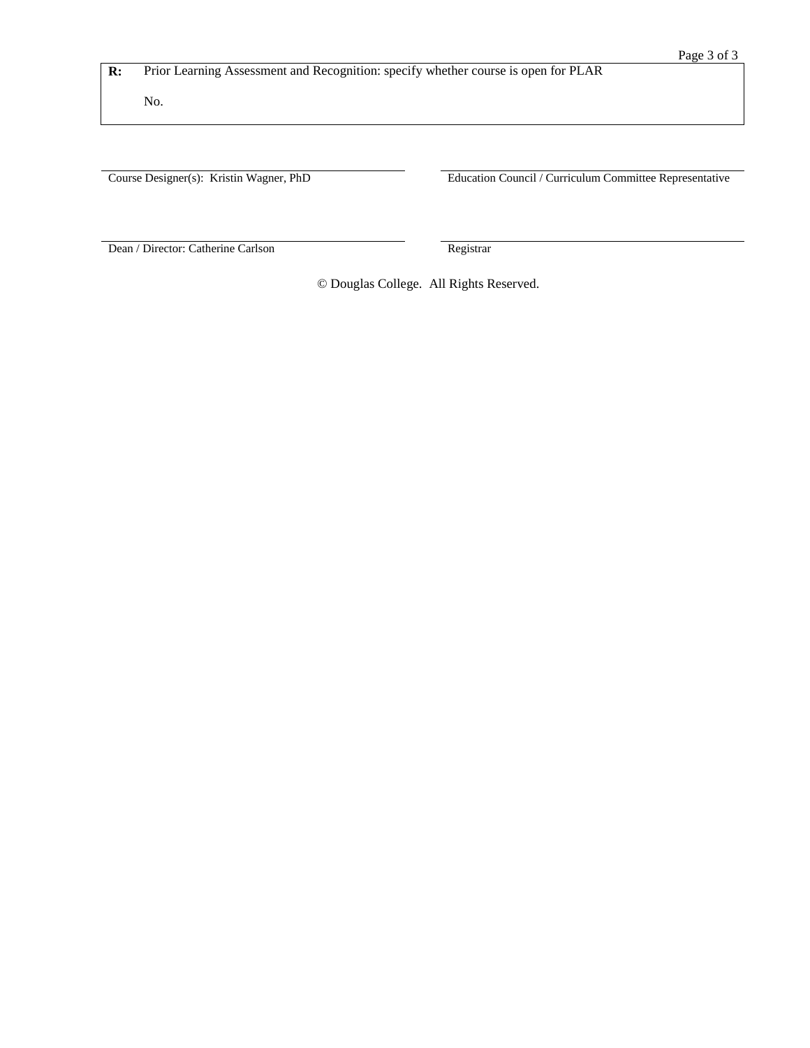| | |
|---|---|
| **R:** | Prior Learning Assessment and Recognition: specify whether course is open for PLAR<br><br>No. |

| | |
|---|---|
| Course Designer(s): Kristin Wagner, PhD | Education Council / Curriculum Committee Representative |
| Dean / Director: Catherine Carlson | Registrar |

© Douglas College. All Rights Reserved.